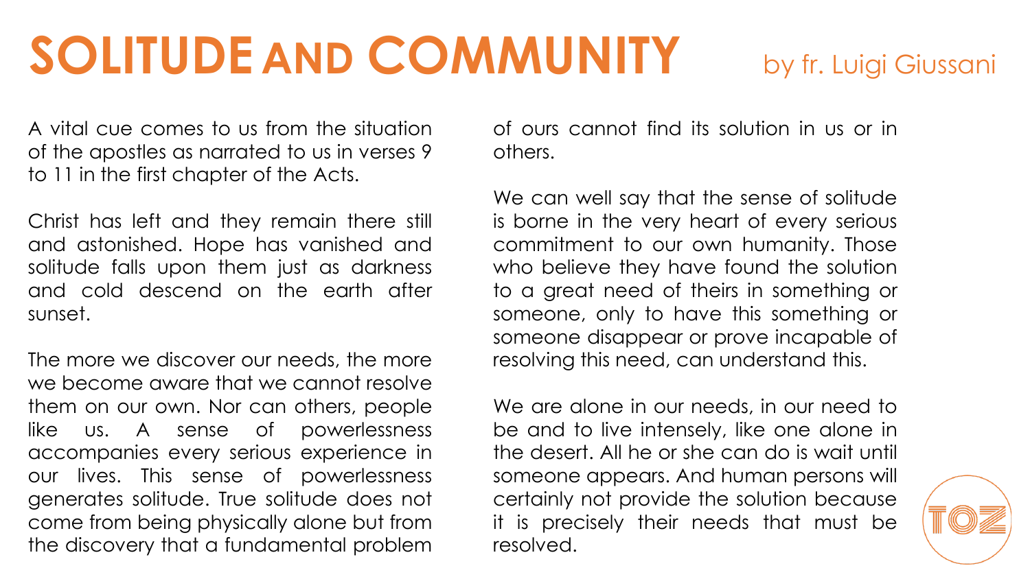# SOLITUDE AND COMMUNITY

by fr. Luigi Giussani

A vital cue comes to us from the situation of the apostles as narrated to us in verses 9 to 11 in the first chapter of the Acts.

Christ has left and they remain there still and astonished. Hope has vanished and solitude falls upon them just as darkness and cold descend on the earth after sunset.

The more we discover our needs, the more we become aware that we cannot resolve them on our own. Nor can others, people like us. A sense of powerlessness accompanies every serious experience in our lives. This sense of powerlessness generates solitude. True solitude does not come from being physically alone but from the discovery that a fundamental problem of ours cannot find its solution in us or in others.

We can well say that the sense of solitude is borne in the very heart of every serious commitment to our own humanity. Those who believe they have found the solution to a great need of theirs in something or someone, only to have this something or someone disappear or prove incapable of resolving this need, can understand this.

We are alone in our needs, in our need to be and to live intensely, like one alone in the desert. All he or she can do is wait until someone appears. And human persons will certainly not provide the solution because it is precisely their needs that must be resolved.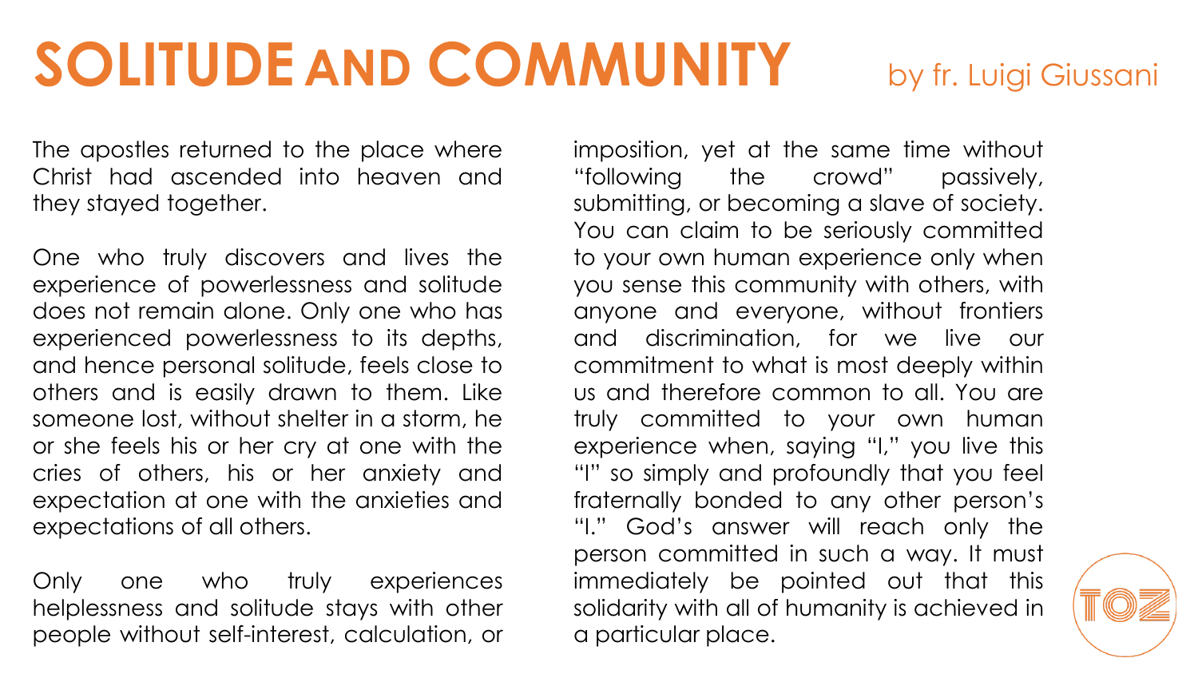# SOLITUDE AND COMMUNITY

by fr. Luigi Giussani

The apostles returned to the place where Christ had ascended into heaven and they stayed together.

One who truly discovers and lives the experience of powerlessness and solitude does not remain alone. Only one who has experienced powerlessness to its depths, and hence personal solitude, feels close to others and is easily drawn to them. Like someone lost, without shelter in a storm, he or she feels his or her cry at one with the cries of others, his or her anxiety and expectation at one with the anxieties and expectations of all others.

Only one who truly experiences helplessness and solitude stays with other people without self-interest, calculation, or imposition, yet at the same time without "following the crowd" passively, submitting, or becoming a slave of society. You can claim to be seriously committed to your own human experience only when you sense this community with others, with anyone and everyone, without frontiers and discrimination, for we live our commitment to what is most deeply within us and therefore common to all. You are truly committed to your own human experience when, saying "I," you live this "I" so simply and profoundly that you feel fraternally bonded to any other person's "I." God's answer will reach only the person committed in such a way. It must immediately be pointed out that this solidarity with all of humanity is achieved in a particular place.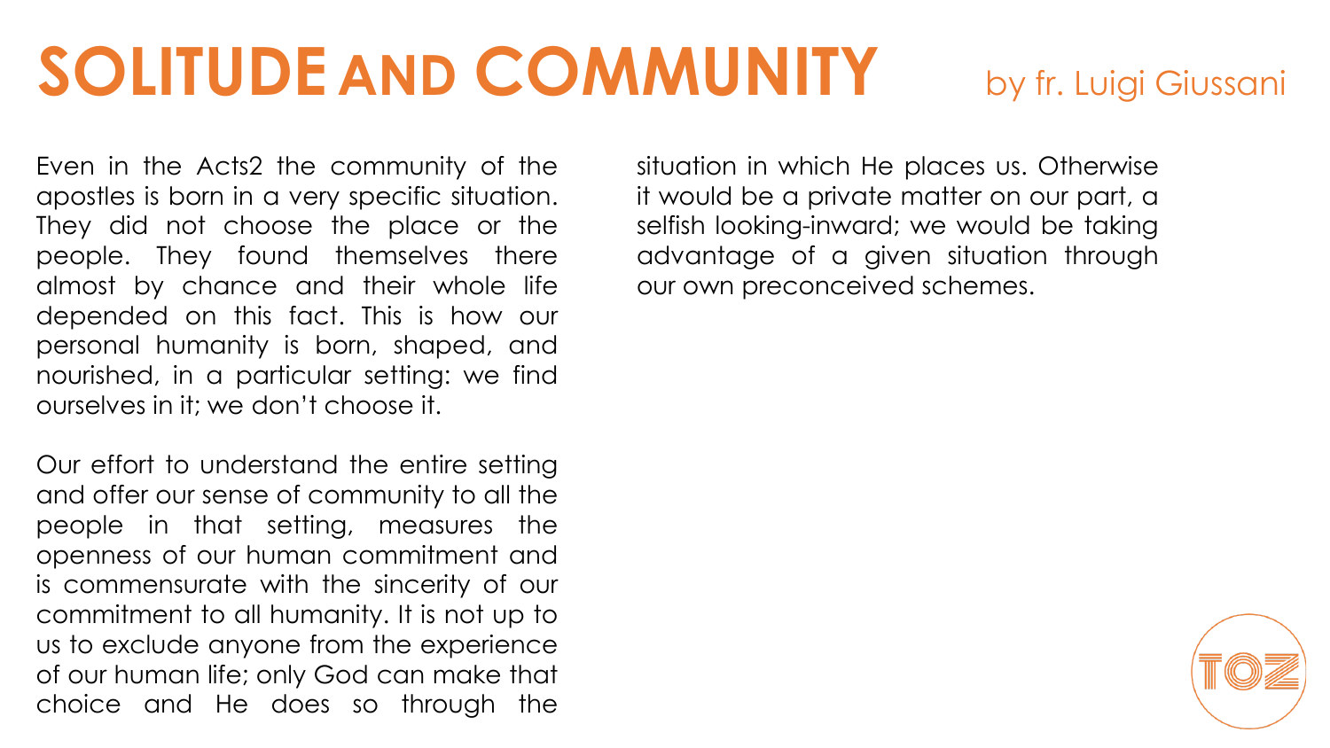# SOLITUDE AND COMMUNITY

by fr. Luigi Giussani

Even in the Acts2 the community of the apostles is born in a very specific situation. They did not choose the place or the people. They found themselves there almost by chance and their whole life depended on this fact. This is how our personal humanity is born, shaped, and nourished, in a particular setting: we find ourselves in it; we don't choose it.

Our effort to understand the entire setting and offer our sense of community to all the people in that setting, measures the openness of our human commitment and is commensurate with the sincerity of our commitment to all humanity. It is not up to us to exclude anyone from the experience of our human life; only God can make that choice and He does so through the situation in which He places us. Otherwise it would be a private matter on our part, a selfish looking-inward; we would be taking advantage of a given situation through our own preconceived schemes.